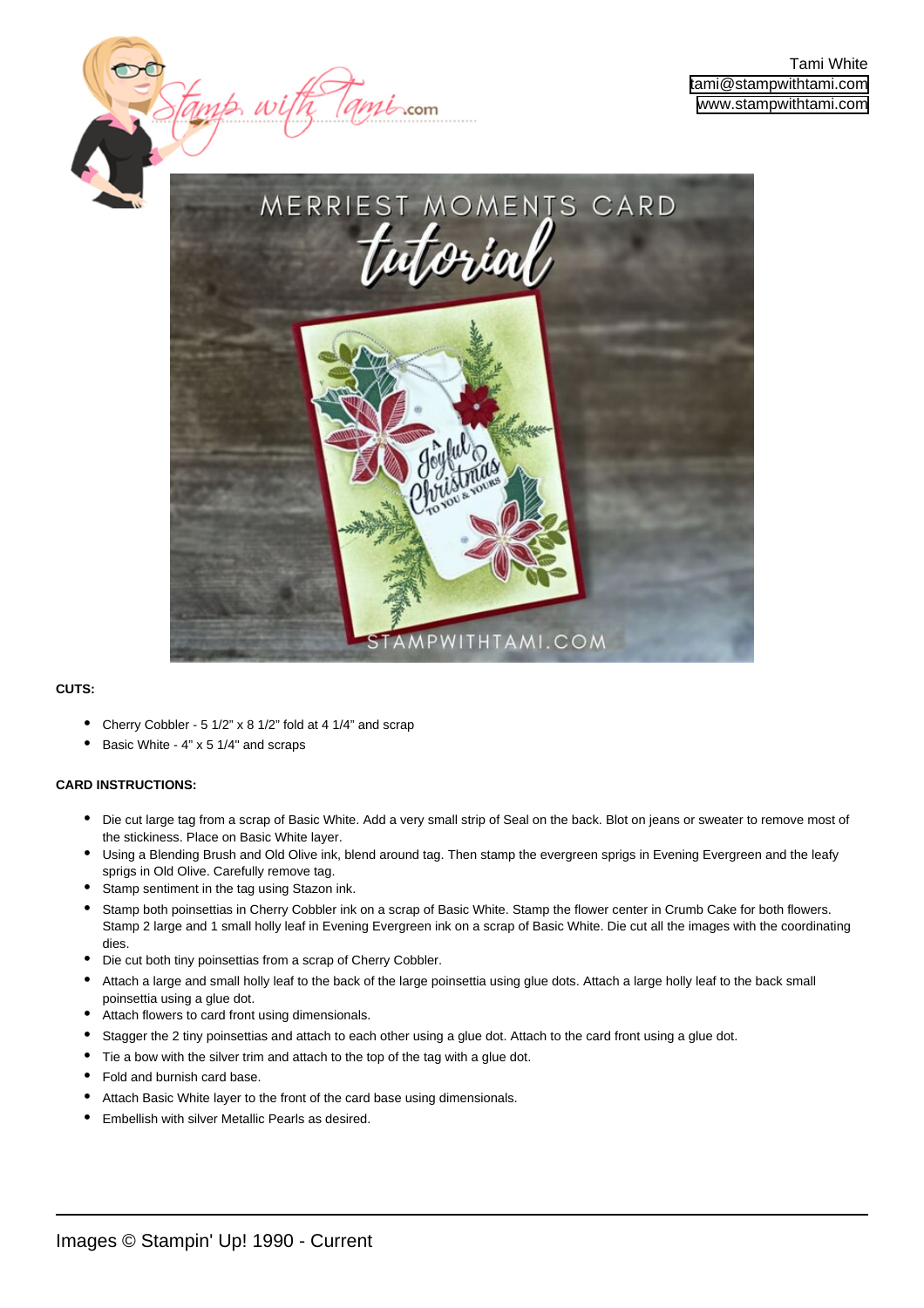Tami White
tami@stampwithtami.com
www.stampwithtami.com

**CUTS:**

- Cherry Cobbler - 5 1/2" x 8 1/2" fold at 4 1/4" and scrap
- Basic White - 4" x 5 1/4" and scraps

**CARD INSTRUCTIONS:**

- Die cut large tag from a scrap of Basic White. Add a very small strip of Seal on the back. Blot on jeans or sweater to remove most of the stickiness. Place on Basic White layer.
- Using a Blending Brush and Old Olive ink, blend around tag. Then stamp the evergreen sprigs in Evening Evergreen and the leafy sprigs in Old Olive. Carefully remove tag.
- Stamp sentiment in the tag using Stazon ink.
- Stamp both poinsettias in Cherry Cobbler ink on a scrap of Basic White. Stamp the flower center in Crumb Cake for both flowers. Stamp 2 large and 1 small holly leaf in Evening Evergreen ink on a scrap of Basic White. Die cut all the images with the coordinating dies.
- Die cut both tiny poinsettias from a scrap of Cherry Cobbler.
- Attach a large and small holly leaf to the back of the large poinsettia using glue dots. Attach a large holly leaf to the back small poinsettia using a glue dot.
- Attach flowers to card front using dimensionals.
- Stagger the 2 tiny poinsettias and attach to each other using a glue dot. Attach to the card front using a glue dot.
- Tie a bow with the silver trim and attach to the top of the tag with a glue dot.
- Fold and burnish card base.
- Attach Basic White layer to the front of the card base using dimensionals.
- Embellish with silver Metallic Pearls as desired.

Images © Stampin' Up! 1990 - Current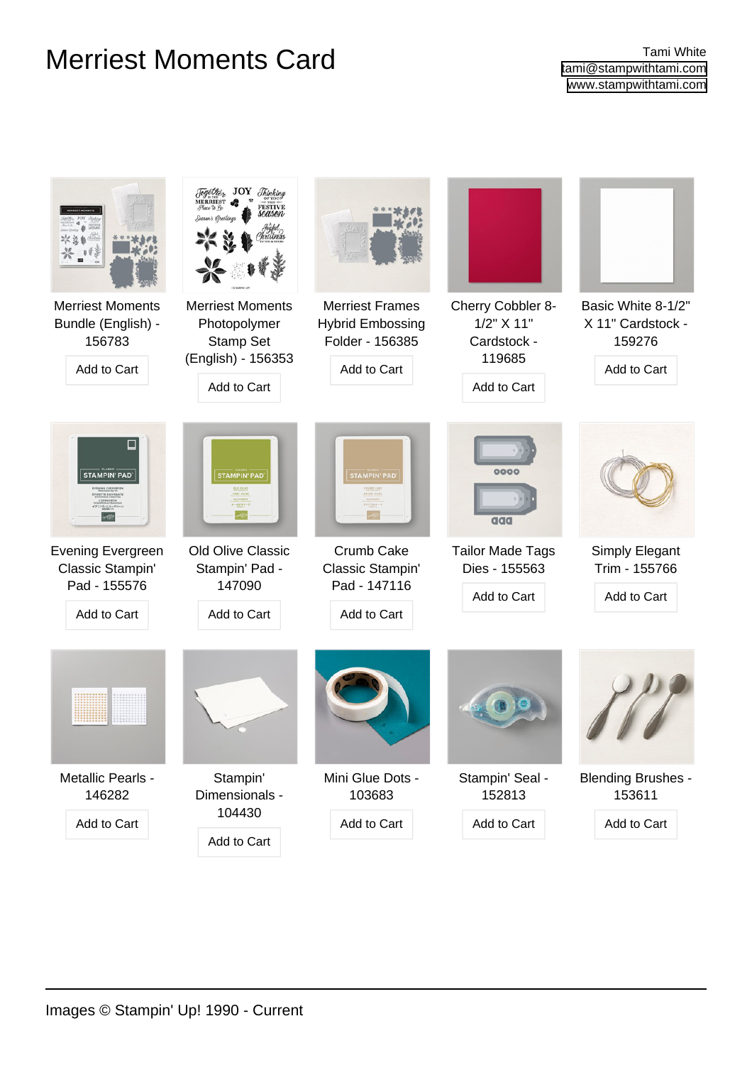# Merriest Moments Card

Tami White
tami@stampwithtami.com
www.stampwithtami.com

Merriest Moments Bundle (English) - 156783

Add to Cart

Merriest Moments Photopolymer Stamp Set (English) - 156353

Add to Cart

Merriest Frames Hybrid Embossing Folder - 156385

Add to Cart

Cherry Cobbler 8-1/2" X 11" Cardstock - 119685

Add to Cart

Basic White 8-1/2" X 11" Cardstock - 159276

Add to Cart

Evening Evergreen Classic Stampin' Pad - 155576

Add to Cart

Old Olive Classic Stampin' Pad - 147090

Add to Cart

Crumb Cake Classic Stampin' Pad - 147116

Add to Cart

Tailor Made Tags Dies - 155563

Add to Cart

Simply Elegant Trim - 155766

Add to Cart

Metallic Pearls - 146282

Add to Cart

Stampin' Dimensionals - 104430

Add to Cart

Mini Glue Dots - 103683

Add to Cart

Stampin' Seal - 152813

Add to Cart

Blending Brushes - 153611

Add to Cart

Images © Stampin' Up! 1990 - Current